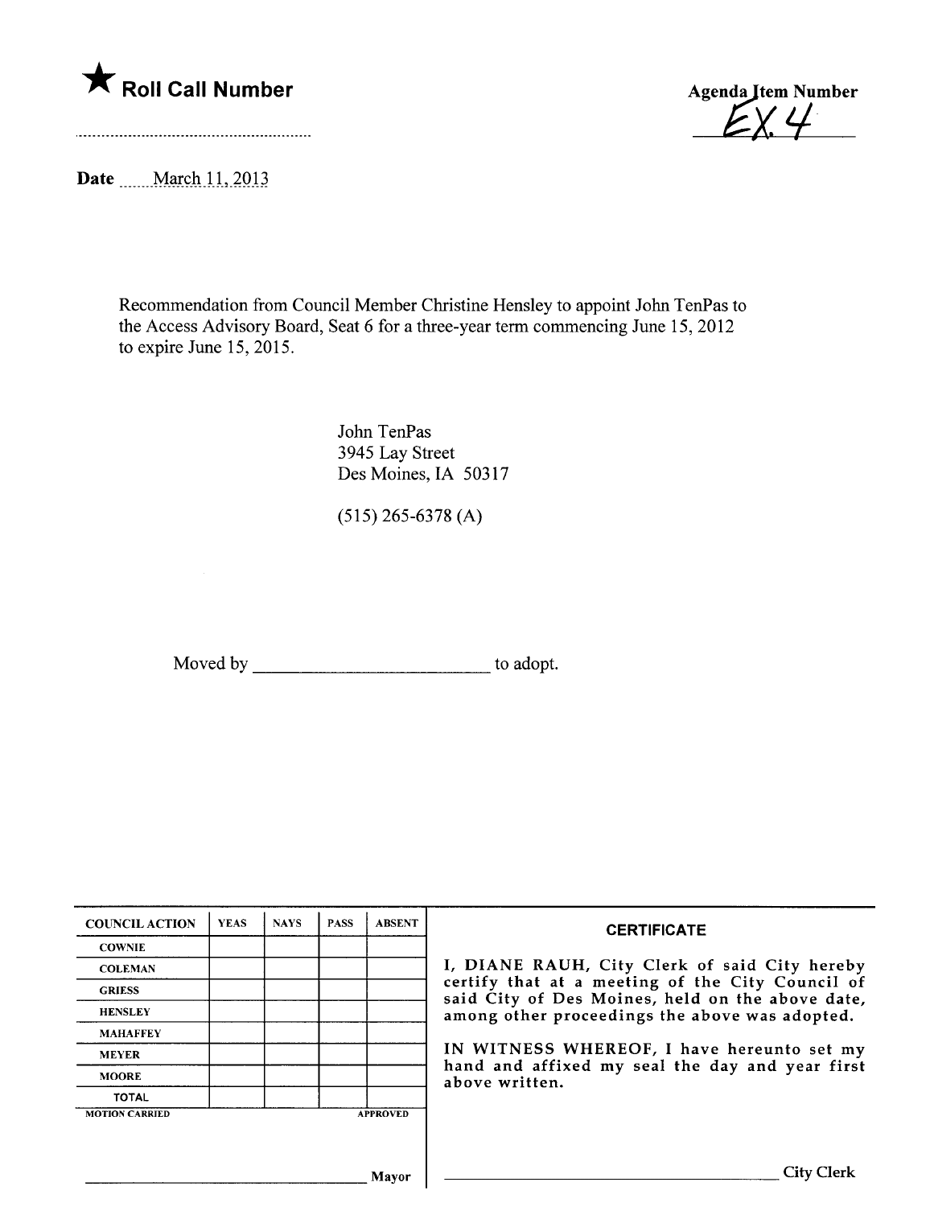★ **Roll Call Number**

..............................................................

**Agenda Item Number**

EX. 4

**Date** March 11, 2013

Recommendation from Council Member Christine Hensley to appoint John TenPas to the Access Advisory Board, Seat 6 for a three-year term commencing June 15, 2012 to expire June 15, 2015.

John TenPas
3945 Lay Street
Des Moines, IA 50317

(515) 265-6378 (A)

Moved by ___________________________ to adopt.

| COUNCIL ACTION | YEAS | NAYS | PASS | ABSENT |
|---|---|---|---|---|
| COWNIE | | | | |
| COLEMAN | | | | |
| GRIESS | | | | |
| HENSLEY | | | | |
| MAHAFFEY | | | | |
| MEYER | | | | |
| MOORE | | | | |
| TOTAL | | | | |

MOTION CARRIED APPROVED

_________________________________ Mayor

**CERTIFICATE**

I, DIANE RAUH, City Clerk of said City hereby certify that at a meeting of the City Council of said City of Des Moines, held on the above date, among other proceedings the above was adopted.

IN WITNESS WHEREOF, I have hereunto set my hand and affixed my seal the day and year first above written.

_________________________________ City Clerk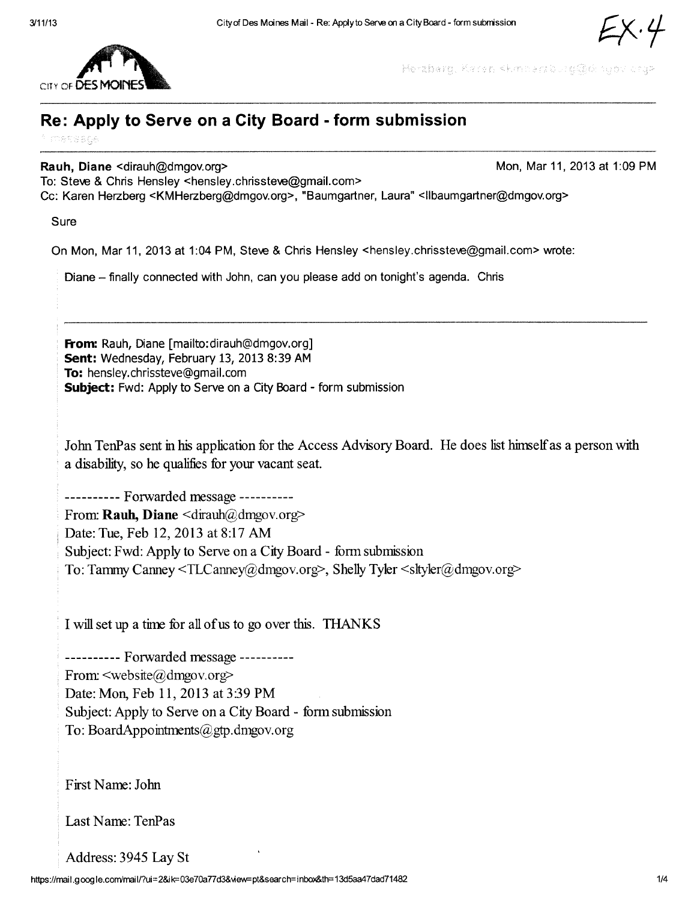Ex. 4

CITY OF DES MOINES

Herzberg, Karen <kmherzberg@dmgov.org>

# Re: Apply to Serve on a City Board - form submission

1 message

**Rauh, Diane** <dirauh@dmgov.org> Mon, Mar 11, 2013 at 1:09 PM
To: Steve & Chris Hensley <hensley.chrissteve@gmail.com>
Cc: Karen Herzberg <KMHerzberg@dmgov.org>, "Baumgartner, Laura" <llbaumgartner@dmgov.org>

Sure

On Mon, Mar 11, 2013 at 1:04 PM, Steve & Chris Hensley <hensley.chrissteve@gmail.com> wrote:

Diane – finally connected with John, can you please add on tonight's agenda. Chris

---

**From:** Rauh, Diane [mailto:dirauh@dmgov.org]
**Sent:** Wednesday, February 13, 2013 8:39 AM
**To:** hensley.chrissteve@gmail.com
**Subject:** Fwd: Apply to Serve on a City Board - form submission

John TenPas sent in his application for the Access Advisory Board. He does list himself as a person with a disability, so he qualifies for your vacant seat.

---------- Forwarded message ----------
From: **Rauh, Diane** <dirauh@dmgov.org>
Date: Tue, Feb 12, 2013 at 8:17 AM
Subject: Fwd: Apply to Serve on a City Board - form submission
To: Tammy Canney <TLCanney@dmgov.org>, Shelly Tyler <sltyler@dmgov.org>

I will set up a time for all of us to go over this. THANKS

---------- Forwarded message ----------
From: <website@dmgov.org>
Date: Mon, Feb 11, 2013 at 3:39 PM
Subject: Apply to Serve on a City Board - form submission
To: BoardAppointments@gtp.dmgov.org

First Name: John

Last Name: TenPas

Address: 3945 Lay St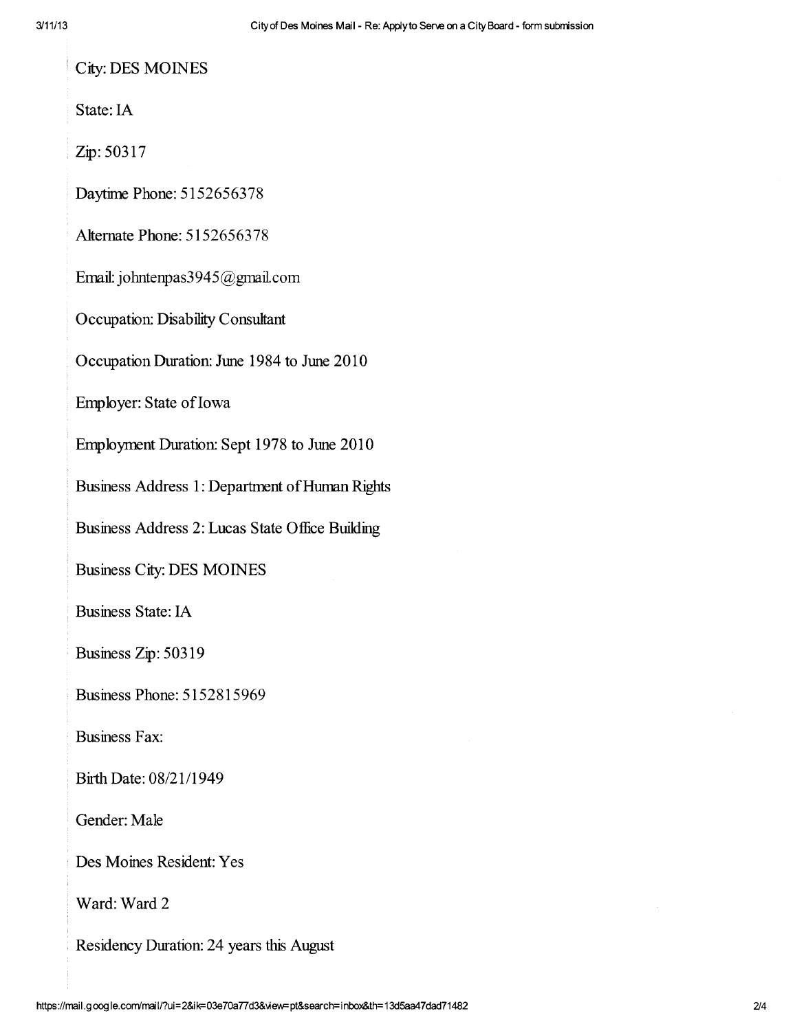City: DES MOINES

State: IA

Zip: 50317

Daytime Phone: 5152656378

Alternate Phone: 5152656378

Email: johntenpas3945@gmail.com

Occupation: Disability Consultant

Occupation Duration: June 1984 to June 2010

Employer: State of Iowa

Employment Duration: Sept 1978 to June 2010

Business Address 1: Department of Human Rights

Business Address 2: Lucas State Office Building

Business City: DES MOINES

Business State: IA

Business Zip: 50319

Business Phone: 5152815969

Business Fax:

Birth Date: 08/21/1949

Gender: Male

Des Moines Resident: Yes

Ward: Ward 2

Residency Duration: 24 years this August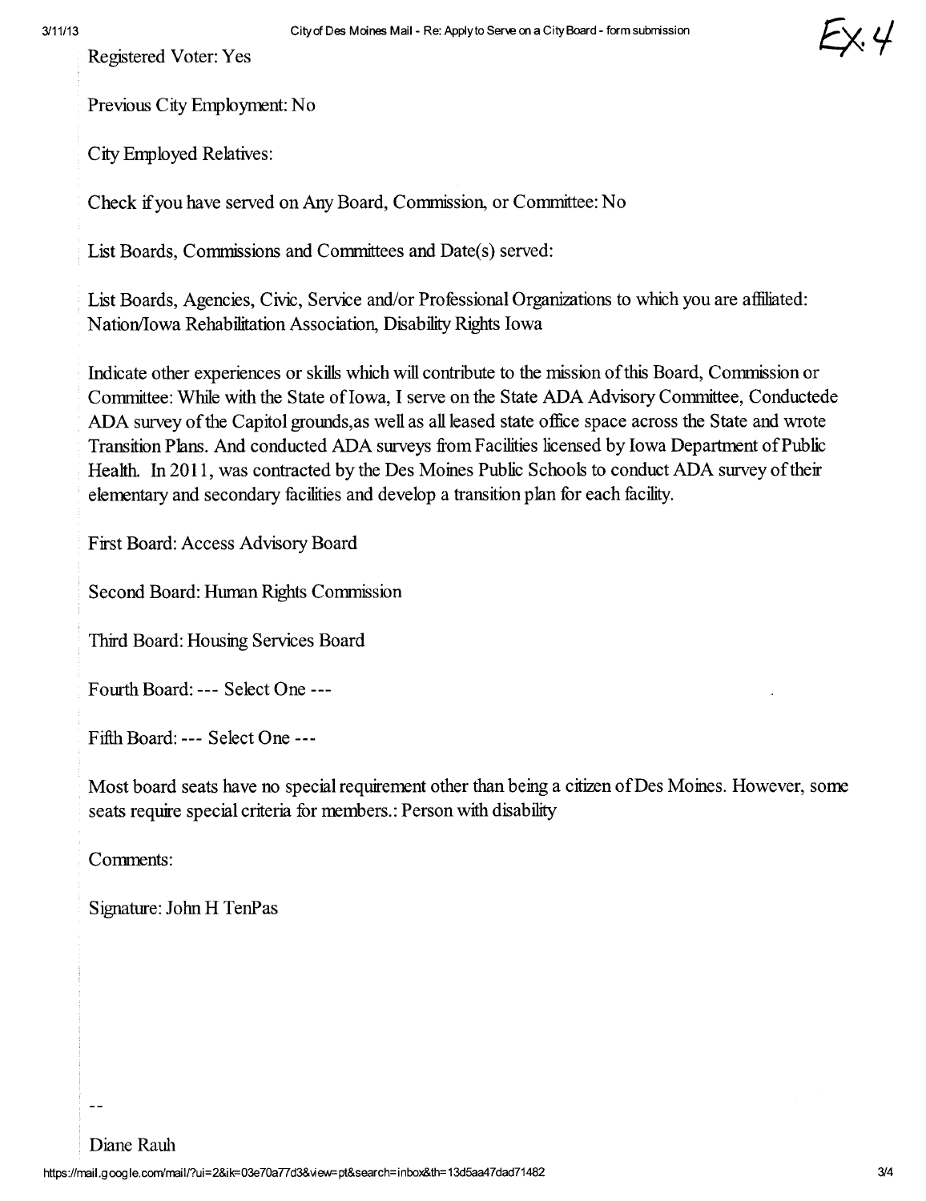Ex. 4

Registered Voter: Yes

Previous City Employment: No

City Employed Relatives:

Check if you have served on Any Board, Commission, or Committee: No

List Boards, Commissions and Committees and Date(s) served:

List Boards, Agencies, Civic, Service and/or Professional Organizations to which you are affiliated: Nation/Iowa Rehabilitation Association, Disability Rights Iowa

Indicate other experiences or skills which will contribute to the mission of this Board, Commission or Committee: While with the State of Iowa, I serve on the State ADA Advisory Committee, Conductede ADA survey of the Capitol grounds,as well as all leased state office space across the State and wrote Transition Plans. And conducted ADA surveys from Facilities licensed by Iowa Department of Public Health. In 2011, was contracted by the Des Moines Public Schools to conduct ADA survey of their elementary and secondary facilities and develop a transition plan for each facility.

First Board: Access Advisory Board

Second Board: Human Rights Commission

Third Board: Housing Services Board

Fourth Board: --- Select One ---

Fifth Board: --- Select One ---

Most board seats have no special requirement other than being a citizen of Des Moines. However, some seats require special criteria for members.: Person with disability

Comments:

Signature: John H TenPas

--

Diane Rauh